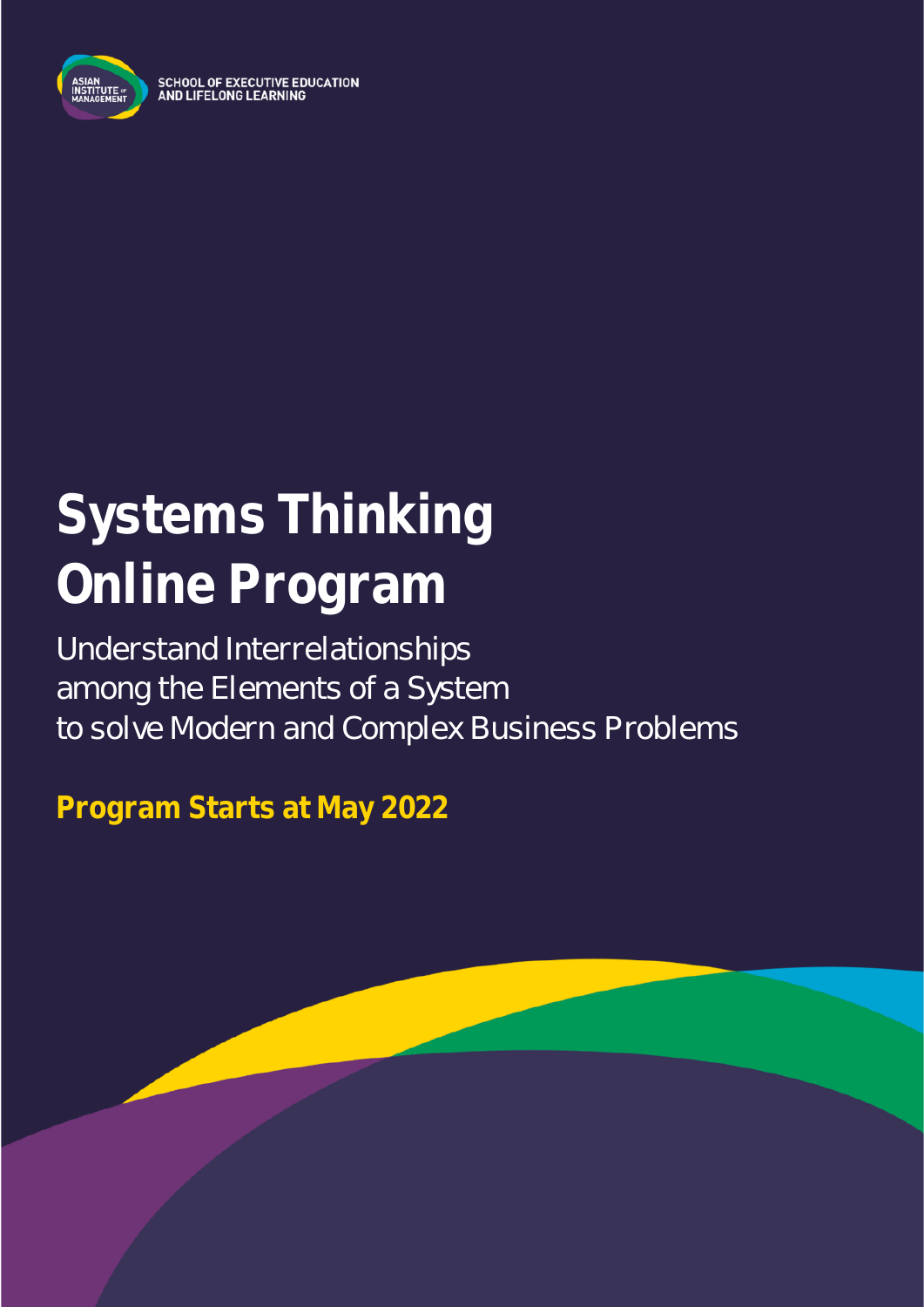ASIAN INSTITUTE OF MANAGEMENT

SCHOOL OF EXECUTIVE EDUCATION AND LIFELONG LEARNING

# Systems Thinking Online Program

Understand Interrelationships among the Elements of a System to solve Modern and Complex Business Problems

**Program Starts at May 2022**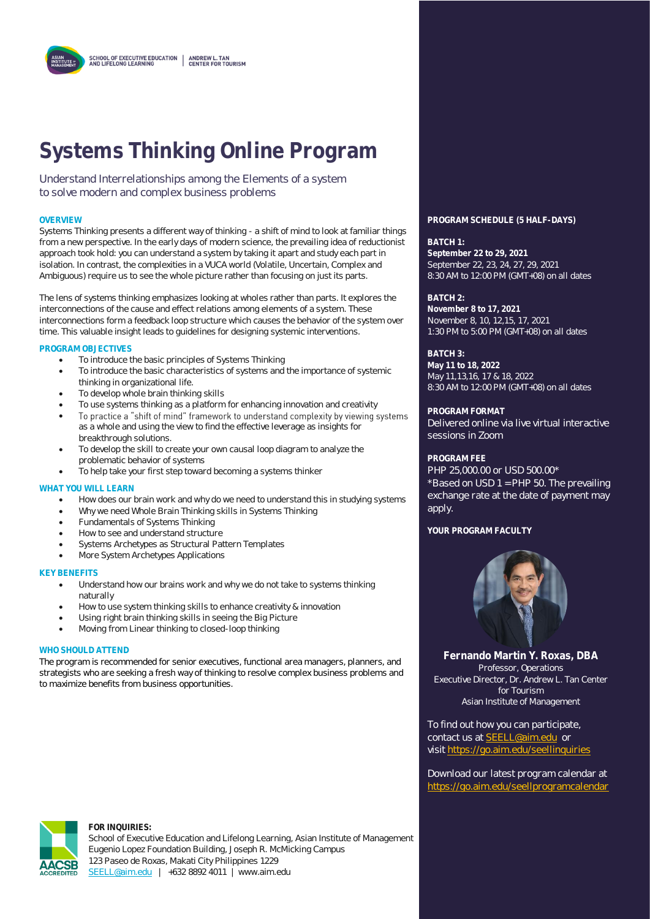SCHOOL OF EXECUTIVE EDUCATION AND LIFELONG LEARNING | ANDREW L. TAN CENTER FOR TOURISM

# Systems Thinking Online Program

Understand Interrelationships among the Elements of a system to solve modern and complex business problems

### OVERVIEW

Systems Thinking presents a different way of thinking - a shift of mind to look at familiar things from a new perspective. In the early days of modern science, the prevailing idea of reductionist approach took hold: you can understand a system by taking it apart and study each part in isolation. In contrast, the complexities in a VUCA world (Volatile, Uncertain, Complex and Ambiguous) require us to see the whole picture rather than focusing on just its parts.

The lens of systems thinking emphasizes looking at wholes rather than parts. It explores the interconnections of the cause and effect relations among elements of a system. These interconnections form a feedback loop structure which causes the behavior of the system over time. This valuable insight leads to guidelines for designing systemic interventions.

### PROGRAM OBJECTIVES

- To introduce the basic principles of Systems Thinking
- To introduce the basic characteristics of systems and the importance of systemic thinking in organizational life.
- To develop whole brain thinking skills
- To use systems thinking as a platform for enhancing innovation and creativity
- To practice a "shift of mind" framework to understand complexity by viewing systems as a whole and using the view to find the effective leverage as insights for breakthrough solutions.
- To develop the skill to create your own causal loop diagram to analyze the problematic behavior of systems
- To help take your first step toward becoming a systems thinker

### WHAT YOU WILL LEARN

- How does our brain work and why do we need to understand this in studying systems
- Why we need Whole Brain Thinking skills in Systems Thinking
- Fundamentals of Systems Thinking
- How to see and understand structure
- Systems Archetypes as Structural Pattern Templates
- More System Archetypes Applications

### KEY BENEFITS

- Understand how our brains work and why we do not take to systems thinking naturally
- How to use system thinking skills to enhance creativity & innovation
- Using right brain thinking skills in seeing the Big Picture
- Moving from Linear thinking to closed-loop thinking

### WHO SHOULD ATTEND

The program is recommended for senior executives, functional area managers, planners, and strategists who are seeking a fresh way of thinking to resolve complex business problems and to maximize benefits from business opportunities.

### PROGRAM SCHEDULE (5 HALF-DAYS)

**BATCH 1:**
**September 22 to 29, 2021**
September 22, 23, 24, 27, 29, 2021
8:30 AM to 12:00 PM (GMT+08) on all dates

**BATCH 2:**
**November 8 to 17, 2021**
November 8, 10, 12,15, 17, 2021
1:30 PM to 5:00 PM (GMT+08) on all dates

**BATCH 3:**
**May 11 to 18, 2022**
May 11,13,16, 17 & 18, 2022
8:30 AM to 12:00 PM (GMT+08) on all dates

### PROGRAM FORMAT

Delivered online via live virtual interactive sessions in Zoom

### PROGRAM FEE

PHP 25,000.00 or USD 500.00*
*Based on USD 1 = PHP 50. The prevailing exchange rate at the date of payment may apply.

### YOUR PROGRAM FACULTY

**Fernando Martin Y. Roxas, DBA**
Professor, Operations
Executive Director, Dr. Andrew L. Tan Center for Tourism
Asian Institute of Management

To find out how you can participate, contact us at SEELL@aim.edu or visit https://go.aim.edu/seellinquiries

Download our latest program calendar at https://go.aim.edu/seellprogramcalendar

**FOR INQUIRIES:**
School of Executive Education and Lifelong Learning, Asian Institute of Management
Eugenio Lopez Foundation Building, Joseph R. McMicking Campus
123 Paseo de Roxas, Makati City Philippines 1229
SEELL@aim.edu | +632 8892 4011 | www.aim.edu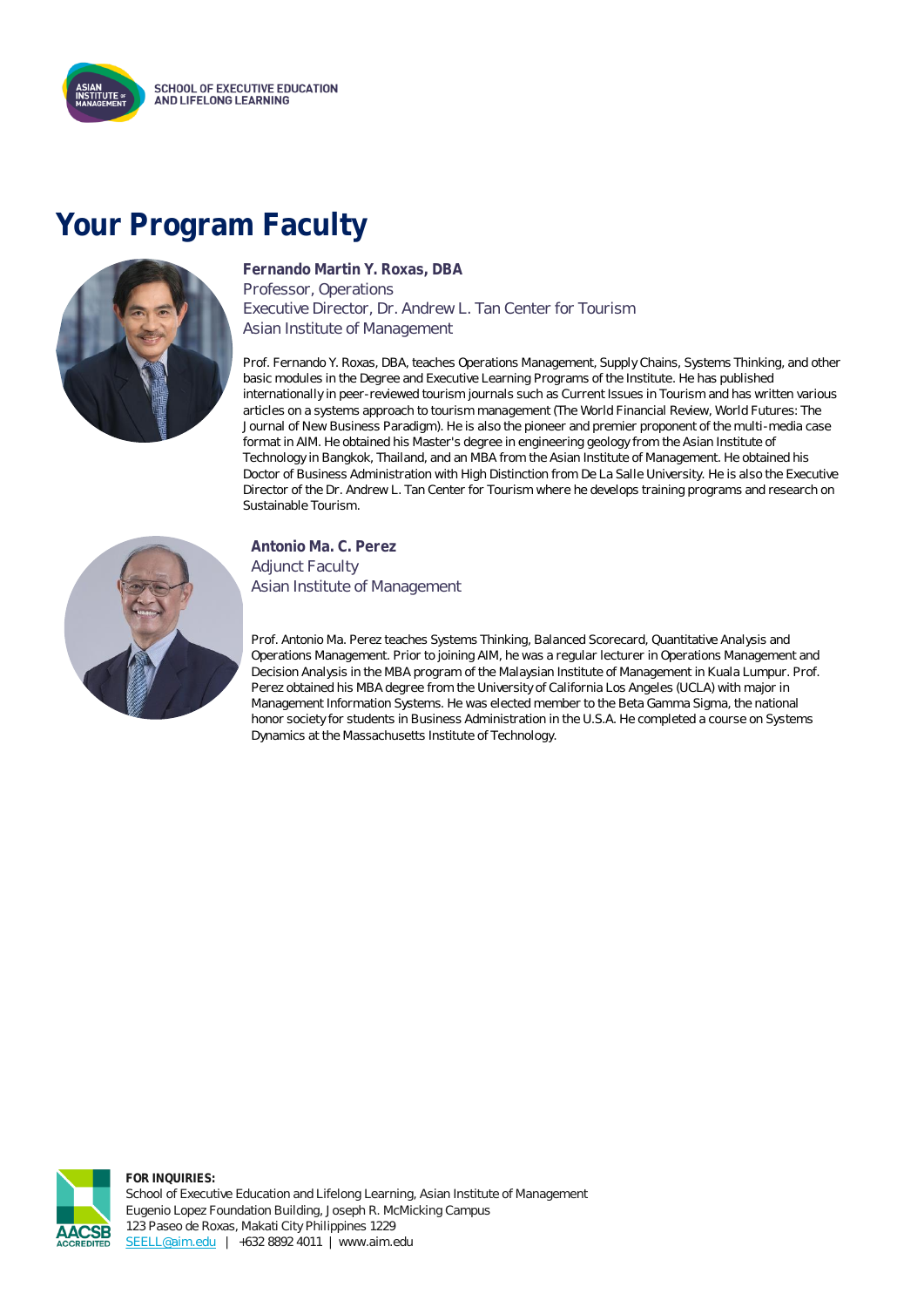# Your Program Faculty

**Fernando Martin Y. Roxas, DBA**
Professor, Operations
Executive Director, Dr. Andrew L. Tan Center for Tourism
Asian Institute of Management

Prof. Fernando Y. Roxas, DBA, teaches Operations Management, Supply Chains, Systems Thinking, and other basic modules in the Degree and Executive Learning Programs of the Institute. He has published internationally in peer-reviewed tourism journals such as Current Issues in Tourism and has written various articles on a systems approach to tourism management (The World Financial Review, World Futures: The Journal of New Business Paradigm). He is also the pioneer and premier proponent of the multi-media case format in AIM. He obtained his Master's degree in engineering geology from the Asian Institute of Technology in Bangkok, Thailand, and an MBA from the Asian Institute of Management. He obtained his Doctor of Business Administration with High Distinction from De La Salle University. He is also the Executive Director of the Dr. Andrew L. Tan Center for Tourism where he develops training programs and research on Sustainable Tourism.

**Antonio Ma. C. Perez**
Adjunct Faculty
Asian Institute of Management

Prof. Antonio Ma. Perez teaches Systems Thinking, Balanced Scorecard, Quantitative Analysis and Operations Management. Prior to joining AIM, he was a regular lecturer in Operations Management and Decision Analysis in the MBA program of the Malaysian Institute of Management in Kuala Lumpur. Prof. Perez obtained his MBA degree from the University of California Los Angeles (UCLA) with major in Management Information Systems. He was elected member to the Beta Gamma Sigma, the national honor society for students in Business Administration in the U.S.A. He completed a course on Systems Dynamics at the Massachusetts Institute of Technology.

**FOR INQUIRIES:**
School of Executive Education and Lifelong Learning, Asian Institute of Management
Eugenio Lopez Foundation Building, Joseph R. McMicking Campus
123 Paseo de Roxas, Makati City Philippines 1229
SEELL@aim.edu | +632 8892 4011 | www.aim.edu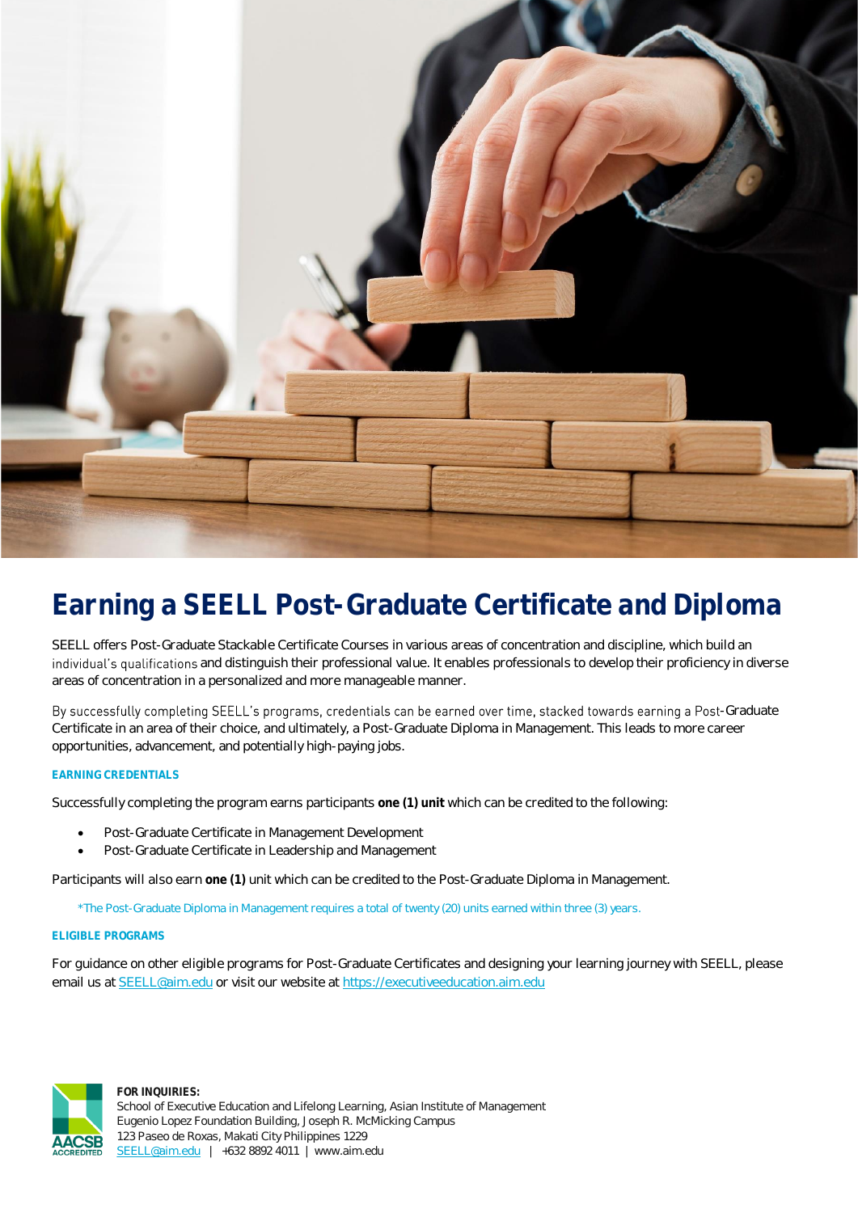# Earning a SEELL Post-Graduate Certificate and Diploma

SEELL offers Post-Graduate Stackable Certificate Courses in various areas of concentration and discipline, which build an individual's qualifications and distinguish their professional value. It enables professionals to develop their proficiency in diverse areas of concentration in a personalized and more manageable manner.

By successfully completing SEELL's programs, credentials can be earned over time, stacked towards earning a Post-Graduate Certificate in an area of their choice, and ultimately, a Post-Graduate Diploma in Management. This leads to more career opportunities, advancement, and potentially high-paying jobs.

#### EARNING CREDENTIALS

Successfully completing the program earns participants **one (1) unit** which can be credited to the following:

- Post-Graduate Certificate in Management Development
- Post-Graduate Certificate in Leadership and Management

Participants will also earn **one (1)** unit which can be credited to the Post-Graduate Diploma in Management.

*The Post-Graduate Diploma in Management requires a total of twenty (20) units earned within three (3) years.

#### ELIGIBLE PROGRAMS

For guidance on other eligible programs for Post-Graduate Certificates and designing your learning journey with SEELL, please email us at SEELL@aim.edu or visit our website at https://executiveeducation.aim.edu

**FOR INQUIRIES:**
School of Executive Education and Lifelong Learning, Asian Institute of Management
Eugenio Lopez Foundation Building, Joseph R. McMicking Campus
123 Paseo de Roxas, Makati City Philippines 1229
SEELL@aim.edu | +632 8892 4011 | www.aim.edu